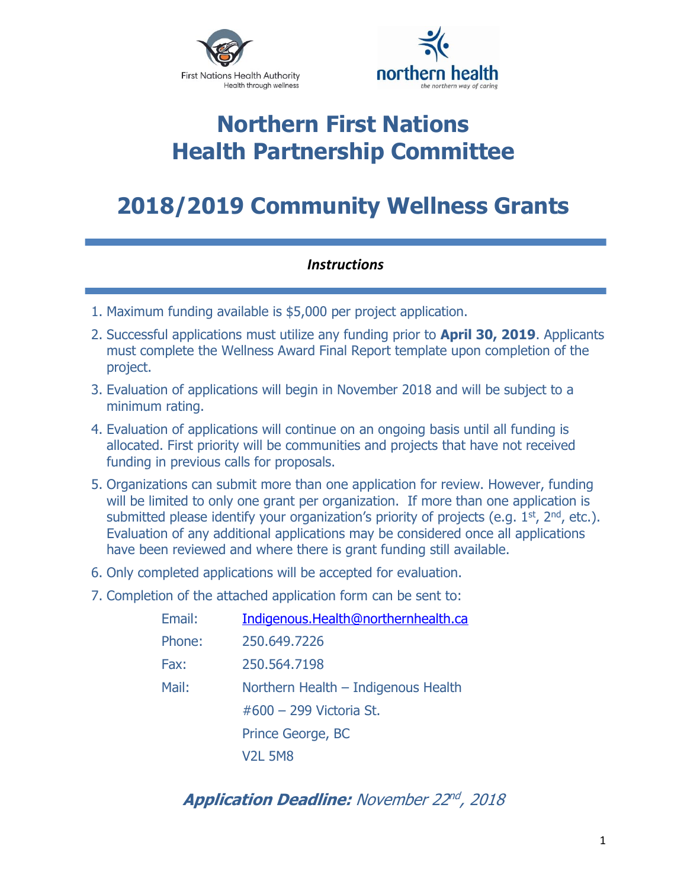First Nations Health Authority
Health through wellness

northern health
the northern way of caring

# Northern First Nations Health Partnership Committee

# 2018/2019 Community Wellness Grants

### *Instructions*

1. Maximum funding available is $5,000 per project application.
2. Successful applications must utilize any funding prior to **April 30, 2019**. Applicants must complete the Wellness Award Final Report template upon completion of the project.
3. Evaluation of applications will begin in November 2018 and will be subject to a minimum rating.
4. Evaluation of applications will continue on an ongoing basis until all funding is allocated. First priority will be communities and projects that have not received funding in previous calls for proposals.
5. Organizations can submit more than one application for review. However, funding will be limited to only one grant per organization. If more than one application is submitted please identify your organization's priority of projects (e.g. 1st, 2nd, etc.). Evaluation of any additional applications may be considered once all applications have been reviewed and where there is grant funding still available.
6. Only completed applications will be accepted for evaluation.
7. Completion of the attached application form can be sent to:

| | |
|---|---|
| Email: | Indigenous.Health@northernhealth.ca |
| Phone: | 250.649.7226 |
| Fax: | 250.564.7198 |
| Mail: | Northern Health – Indigenous Health<br>#600 – 299 Victoria St.<br>Prince George, BC<br>V2L 5M8 |

***Application Deadline:*** *November 22nd, 2018*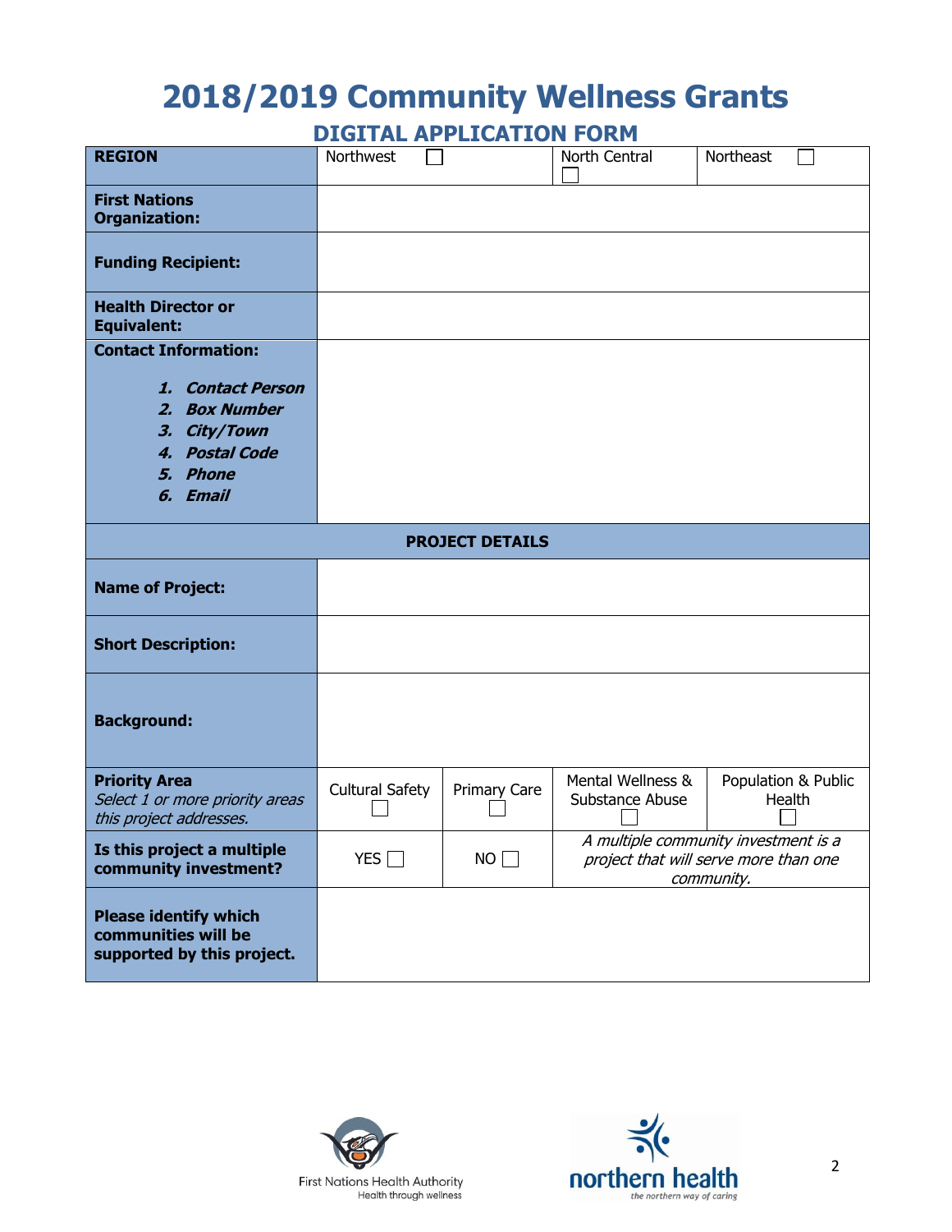# 2018/2019 Community Wellness Grants

## DIGITAL APPLICATION FORM

| **REGION** | Northwest ☐ | | North Central ☐ | Northeast ☐ |
|---|---|---|---|---|
| **First Nations Organization:** | | | | |
| **Funding Recipient:** | | | | |
| **Health Director or Equivalent:** | | | | |
| **Contact Information:**<br>1. ***Contact Person***<br>2. ***Box Number***<br>3. ***City/Town***<br>4. ***Postal Code***<br>5. ***Phone***<br>6. ***Email*** | | | | |
| **PROJECT DETAILS** | | | | |
| **Name of Project:** | | | | |
| **Short Description:** | | | | |
| **Background:** | | | | |
| **Priority Area**<br>*Select 1 or more priority areas this project addresses.* | Cultural Safety ☐ | Primary Care ☐ | Mental Wellness & Substance Abuse ☐ | Population & Public Health ☐ |
| **Is this project a multiple community investment?** | YES ☐ | NO ☐ | *A multiple community investment is a project that will serve more than one community.* | |
| **Please identify which communities will be supported by this project.** | | | | |

First Nations Health Authority
Health through wellness

northern health
*the northern way of caring*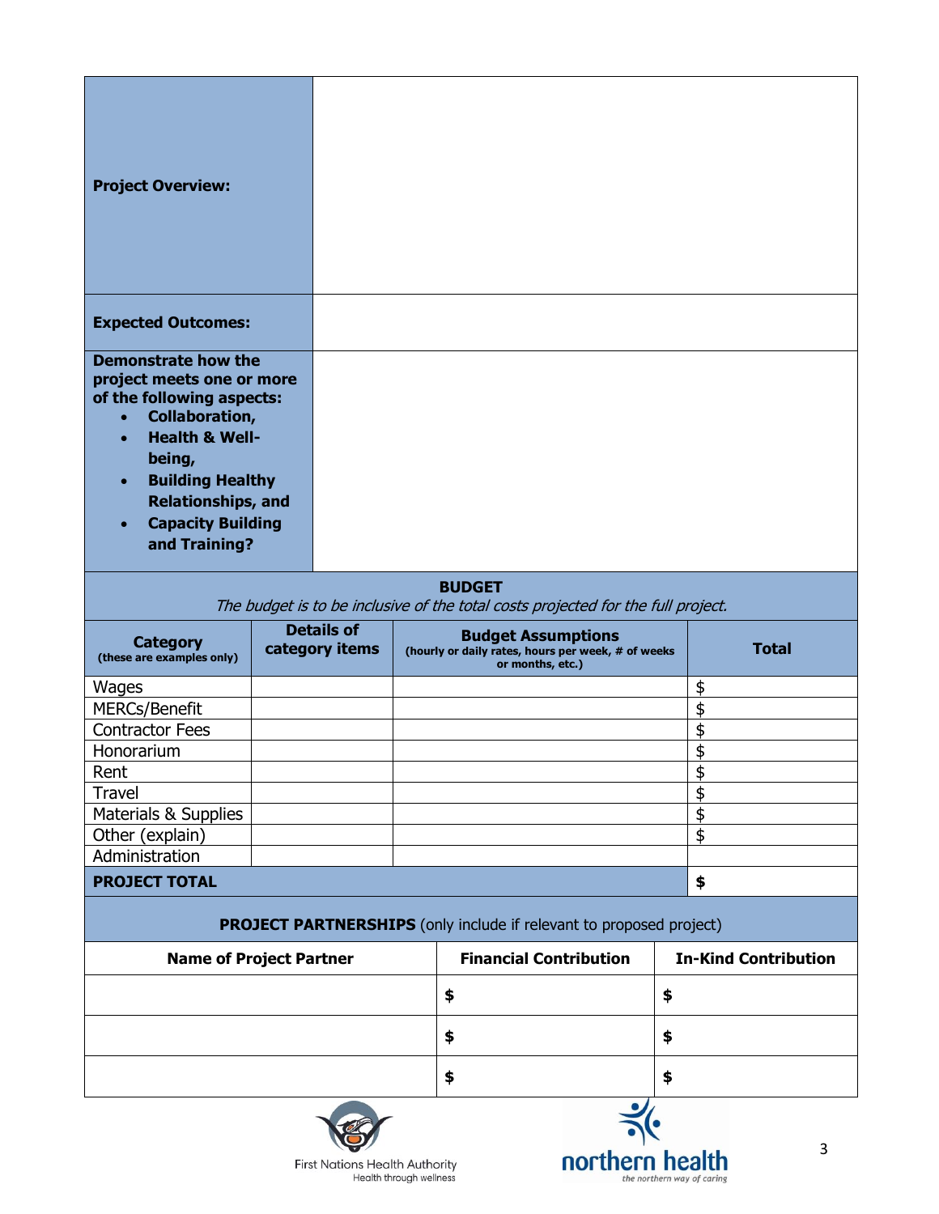| | |
|---|---|
| **Project Overview:** | |
| **Expected Outcomes:** | |
| **Demonstrate how the project meets one or more of the following aspects:**<br>• **Collaboration,**<br>• **Health & Well-being,**<br>• **Building Healthy Relationships, and**<br>• **Capacity Building and Training?** | |

**BUDGET**

*The budget is to be inclusive of the total costs projected for the full project.*

| **Category** (these are examples only) | **Details of category items** | **Budget Assumptions** (hourly or daily rates, hours per week, # of weeks or months, etc.) | **Total** |
|---|---|---|---|
| Wages | | | $ |
| MERCs/Benefit | | | $ |
| Contractor Fees | | | $ |
| Honorarium | | | $ |
| Rent | | | $ |
| Travel | | | $ |
| Materials & Supplies | | | $ |
| Other (explain) | | | $ |
| Administration | | | |
| **PROJECT TOTAL** | | | **$** |

**PROJECT PARTNERSHIPS** (only include if relevant to proposed project)

| **Name of Project Partner** | **Financial Contribution** | **In-Kind Contribution** |
|---|---|---|
| | **$** | **$** |
| | **$** | **$** |
| | **$** | **$** |

First Nations Health Authority
Health through wellness

northern health
the northern way of caring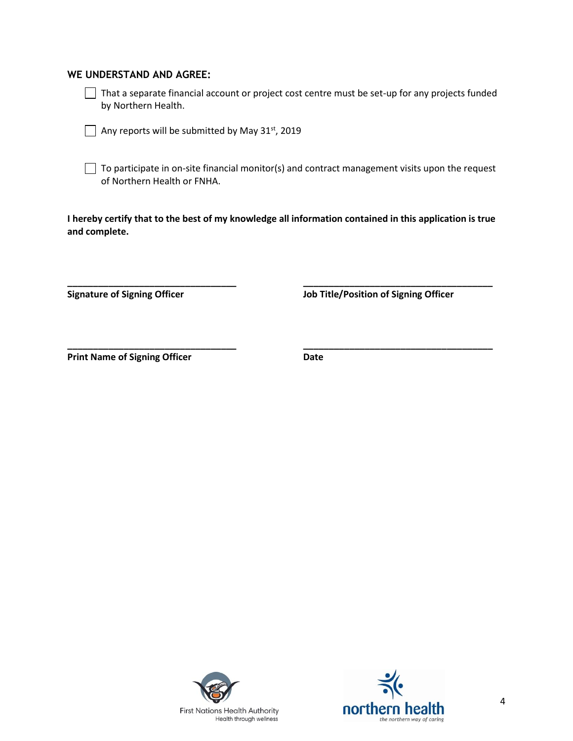**WE UNDERSTAND AND AGREE:**

- [ ] That a separate financial account or project cost centre must be set-up for any projects funded by Northern Health.
- [ ] Any reports will be submitted by May 31st, 2019
- [ ] To participate in on-site financial monitor(s) and contract management visits upon the request of Northern Health or FNHA.

**I hereby certify that to the best of my knowledge all information contained in this application is true and complete.**

| | |
|---|---|
| \_\_\_\_\_\_\_\_\_\_\_\_\_\_\_\_\_\_\_\_\_\_\_\_\_\_\_\_\_\_\_\_ | \_\_\_\_\_\_\_\_\_\_\_\_\_\_\_\_\_\_\_\_\_\_\_\_\_\_\_\_\_\_\_\_ |
| **Signature of Signing Officer** | **Job Title/Position of Signing Officer** |
| \_\_\_\_\_\_\_\_\_\_\_\_\_\_\_\_\_\_\_\_\_\_\_\_\_\_\_\_\_\_\_\_ | \_\_\_\_\_\_\_\_\_\_\_\_\_\_\_\_\_\_\_\_\_\_\_\_\_\_\_\_\_\_\_\_ |
| **Print Name of Signing Officer** | **Date** |

First Nations Health Authority
Health through wellness

northern health
the northern way of caring